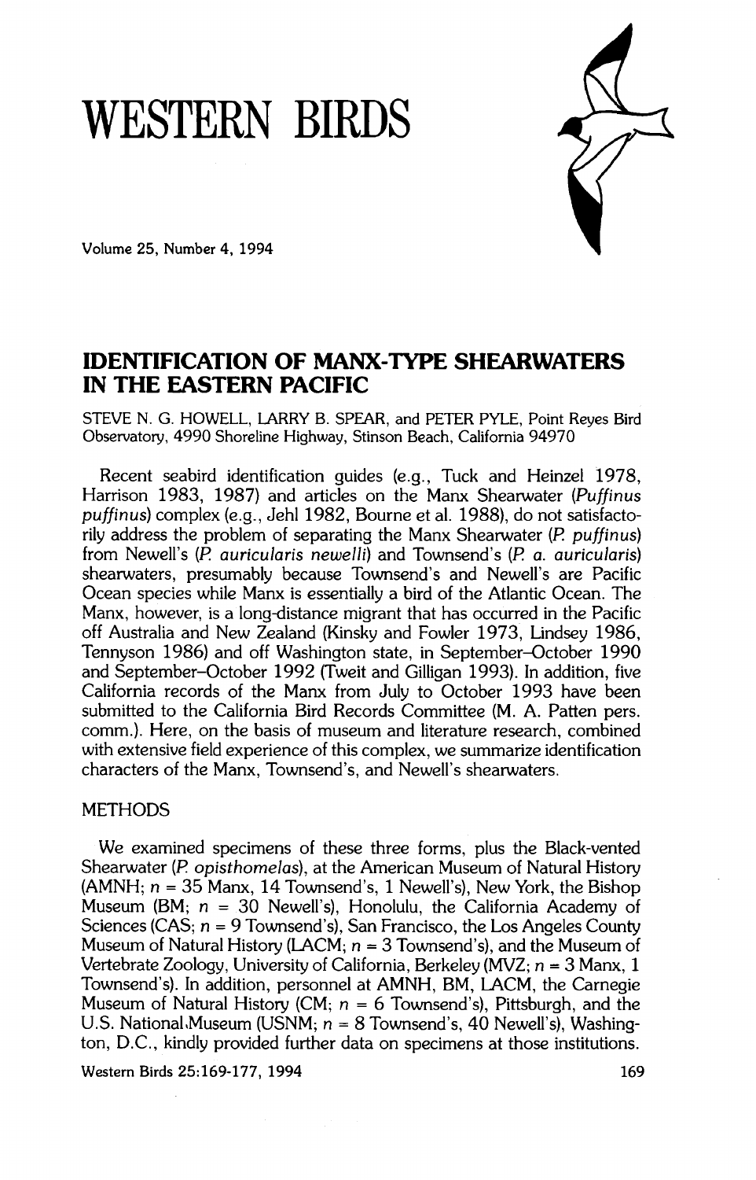# WESTERN BIRDS

Volume 25, Number 4, 1994

## IDENTIFICATION OF MANX-TYPE SHEARWATERS IN THE EASTERN PACIFIC

STEVE N. G. HOWELL, LARRY B. SPEAR, and PETER PYLE, Point Reyes Bird Observatory, 4990 Shoreline Highway, Stinson Beach, California 94970

Recent seabird identification guides (e.g., Tuck and Heinzel 1978, Harrison 1983, 1987) and articles on the Manx Shearwater (*Puffinus puffinus*) complex (e.g., Jehl 1982, Bourne et al. 1988), do not satisfactorily address the problem of separating the Manx Shearwater (*P. puffinus*) from Newell's (*P. auricularis newelli*) and Townsend's (*P. a. auricularis*) shearwaters, presumably because Townsend's and Newell's are Pacific Ocean species while Manx is essentially a bird of the Atlantic Ocean. The Manx, however, is a long-distance migrant that has occurred in the Pacific off Australia and New Zealand (Kinsky and Fowler 1973, Lindsey 1986, Tennyson 1986) and off Washington state, in September–October 1990 and September–October 1992 (Tweit and Gilligan 1993). In addition, five California records of the Manx from July to October 1993 have been submitted to the California Bird Records Committee (M. A. Patten pers. comm.). Here, on the basis of museum and literature research, combined with extensive field experience of this complex, we summarize identification characters of the Manx, Townsend's, and Newell's shearwaters.

### METHODS

We examined specimens of these three forms, plus the Black-vented Shearwater (*P. opisthomelas*), at the American Museum of Natural History (AMNH; $n$ = 35 Manx, 14 Townsend's, 1 Newell's), New York, the Bishop Museum (BM; $n$ = 30 Newell's), Honolulu, the California Academy of Sciences (CAS; $n$ = 9 Townsend's), San Francisco, the Los Angeles County Museum of Natural History (LACM; $n$ = 3 Townsend's), and the Museum of Vertebrate Zoology, University of California, Berkeley (MVZ; $n$ = 3 Manx, 1 Townsend's). In addition, personnel at AMNH, BM, LACM, the Carnegie Museum of Natural History (CM; $n$ = 6 Townsend's), Pittsburgh, and the U.S. National Museum (USNM; $n$ = 8 Townsend's, 40 Newell's), Washington, D.C., kindly provided further data on specimens at those institutions.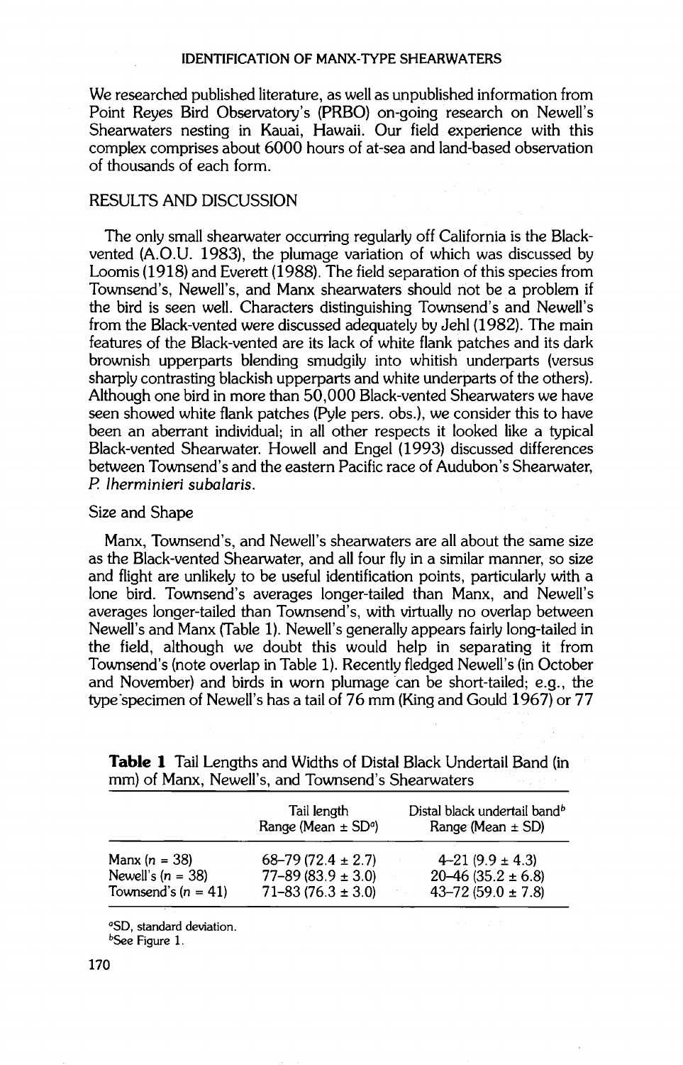We researched published literature, as well as unpublished information from Point Reyes Bird Observatory's (PRBO) on-going research on Newell's Shearwaters nesting in Kauai, Hawaii. Our field experience with this complex comprises about 6000 hours of at-sea and land-based observation of thousands of each form.

## RESULTS AND DISCUSSION

The only small shearwater occurring regularly off California is the Black-vented (A.O.U. 1983), the plumage variation of which was discussed by Loomis (1918) and Everett (1988). The field separation of this species from Townsend's, Newell's, and Manx shearwaters should not be a problem if the bird is seen well. Characters distinguishing Townsend's and Newell's from the Black-vented were discussed adequately by Jehl (1982). The main features of the Black-vented are its lack of white flank patches and its dark brownish upperparts blending smudgily into whitish underparts (versus sharply contrasting blackish upperparts and white underparts of the others). Although one bird in more than 50,000 Black-vented Shearwaters we have seen showed white flank patches (Pyle pers. obs.), we consider this to have been an aberrant individual; in all other respects it looked like a typical Black-vented Shearwater. Howell and Engel (1993) discussed differences between Townsend's and the eastern Pacific race of Audubon's Shearwater, *P. lherminieri subalaris*.

### Size and Shape

Manx, Townsend's, and Newell's shearwaters are all about the same size as the Black-vented Shearwater, and all four fly in a similar manner, so size and flight are unlikely to be useful identification points, particularly with a lone bird. Townsend's averages longer-tailed than Manx, and Newell's averages longer-tailed than Townsend's, with virtually no overlap between Newell's and Manx (Table 1). Newell's generally appears fairly long-tailed in the field, although we doubt this would help in separating it from Townsend's (note overlap in Table 1). Recently fledged Newell's (in October and November) and birds in worn plumage can be short-tailed; e.g., the type specimen of Newell's has a tail of 76 mm (King and Gould 1967) or 77

**Table 1** Tail Lengths and Widths of Distal Black Undertail Band (in mm) of Manx, Newell's, and Townsend's Shearwaters

| | Tail length Range (Mean ± SD[a]) | Distal black undertail band[b] Range (Mean ± SD) |
|---|---|---|
| Manx ($n$ = 38) | 68–79 (72.4 ± 2.7) | 4–21 (9.9 ± 4.3) |
| Newell's ($n$ = 38) | 77–89 (83.9 ± 3.0) | 20–46 (35.2 ± 6.8) |
| Townsend's ($n$ = 41) | 71–83 (76.3 ± 3.0) | 43–72 (59.0 ± 7.8) |

[a]SD, standard deviation.
[b]See Figure 1.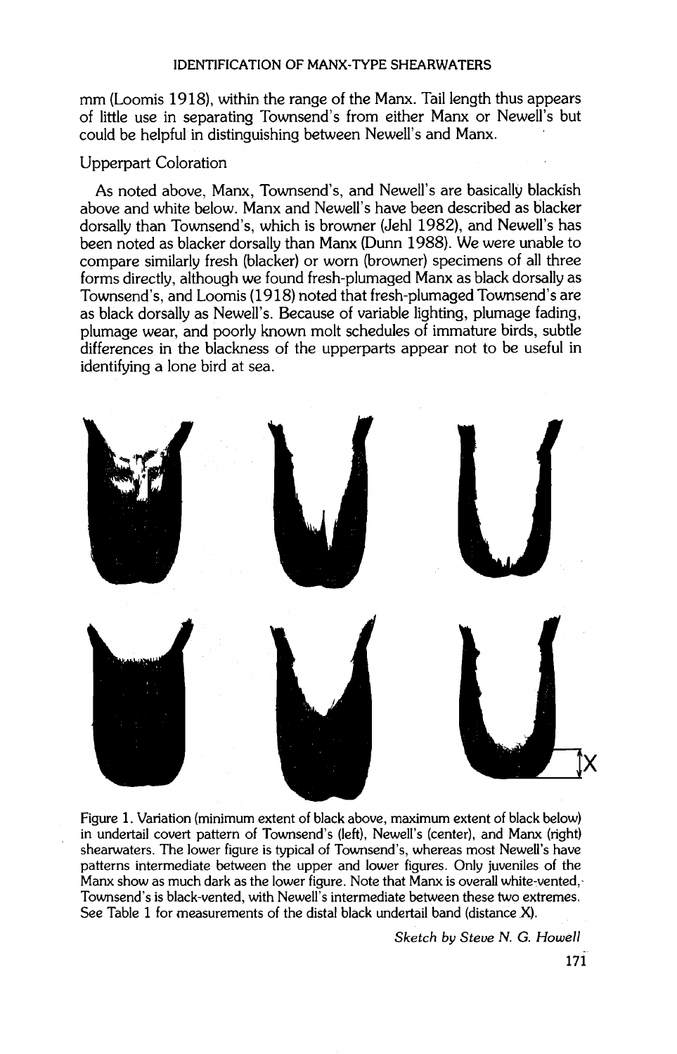mm (Loomis 1918), within the range of the Manx. Tail length thus appears of little use in separating Townsend's from either Manx or Newell's but could be helpful in distinguishing between Newell's and Manx.

### Upperpart Coloration

As noted above, Manx, Townsend's, and Newell's are basically blackish above and white below. Manx and Newell's have been described as blacker dorsally than Townsend's, which is browner (Jehl 1982), and Newell's has been noted as blacker dorsally than Manx (Dunn 1988). We were unable to compare similarly fresh (blacker) or worn (browner) specimens of all three forms directly, although we found fresh-plumaged Manx as black dorsally as Townsend's, and Loomis (1918) noted that fresh-plumaged Townsend's are as black dorsally as Newell's. Because of variable lighting, plumage fading, plumage wear, and poorly known molt schedules of immature birds, subtle differences in the blackness of the upperparts appear not to be useful in identifying a lone bird at sea.

Figure 1. Variation (minimum extent of black above, maximum extent of black below) in undertail covert pattern of Townsend's (left), Newell's (center), and Manx (right) shearwaters. The lower figure is typical of Townsend's, whereas most Newell's have patterns intermediate between the upper and lower figures. Only juveniles of the Manx show as much dark as the lower figure. Note that Manx is overall white-vented, Townsend's is black-vented, with Newell's intermediate between these two extremes. See Table 1 for measurements of the distal black undertail band (distance X).

*Sketch by Steve N. G. Howell*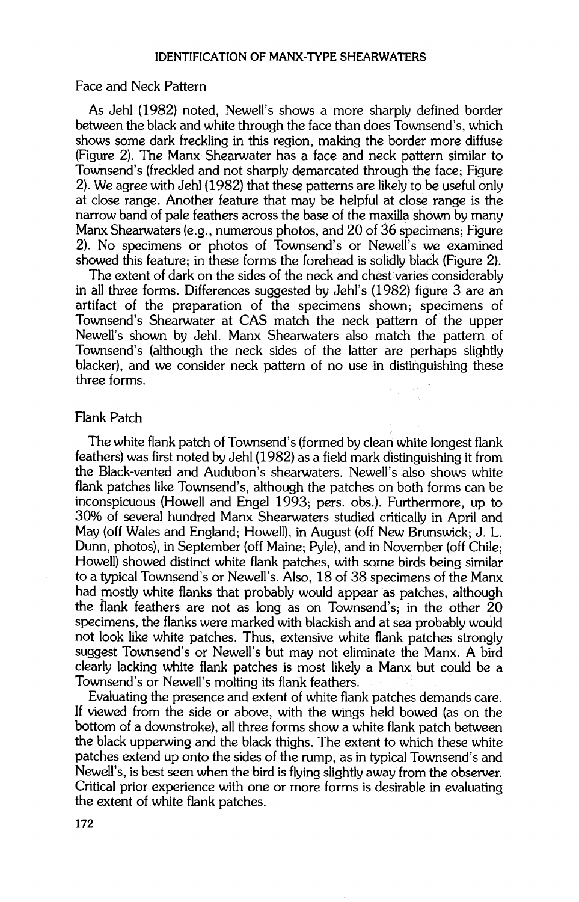## Face and Neck Pattern

As Jehl (1982) noted, Newell's shows a more sharply defined border between the black and white through the face than does Townsend's, which shows some dark freckling in this region, making the border more diffuse (Figure 2). The Manx Shearwater has a face and neck pattern similar to Townsend's (freckled and not sharply demarcated through the face; Figure 2). We agree with Jehl (1982) that these patterns are likely to be useful only at close range. Another feature that may be helpful at close range is the narrow band of pale feathers across the base of the maxilla shown by many Manx Shearwaters (e.g., numerous photos, and 20 of 36 specimens; Figure 2). No specimens or photos of Townsend's or Newell's we examined showed this feature; in these forms the forehead is solidly black (Figure 2).

The extent of dark on the sides of the neck and chest varies considerably in all three forms. Differences suggested by Jehl's (1982) figure 3 are an artifact of the preparation of the specimens shown; specimens of Townsend's Shearwater at CAS match the neck pattern of the upper Newell's shown by Jehl. Manx Shearwaters also match the pattern of Townsend's (although the neck sides of the latter are perhaps slightly blacker), and we consider neck pattern of no use in distinguishing these three forms.

## Flank Patch

The white flank patch of Townsend's (formed by clean white longest flank feathers) was first noted by Jehl (1982) as a field mark distinguishing it from the Black-vented and Audubon's shearwaters. Newell's also shows white flank patches like Townsend's, although the patches on both forms can be inconspicuous (Howell and Engel 1993; pers. obs.). Furthermore, up to 30% of several hundred Manx Shearwaters studied critically in April and May (off Wales and England; Howell), in August (off New Brunswick; J. L. Dunn, photos), in September (off Maine; Pyle), and in November (off Chile; Howell) showed distinct white flank patches, with some birds being similar to a typical Townsend's or Newell's. Also, 18 of 38 specimens of the Manx had mostly white flanks that probably would appear as patches, although the flank feathers are not as long as on Townsend's; in the other 20 specimens, the flanks were marked with blackish and at sea probably would not look like white patches. Thus, extensive white flank patches strongly suggest Townsend's or Newell's but may not eliminate the Manx. A bird clearly lacking white flank patches is most likely a Manx but could be a Townsend's or Newell's molting its flank feathers.

Evaluating the presence and extent of white flank patches demands care. If viewed from the side or above, with the wings held bowed (as on the bottom of a downstroke), all three forms show a white flank patch between the black upperwing and the black thighs. The extent to which these white patches extend up onto the sides of the rump, as in typical Townsend's and Newell's, is best seen when the bird is flying slightly away from the observer. Critical prior experience with one or more forms is desirable in evaluating the extent of white flank patches.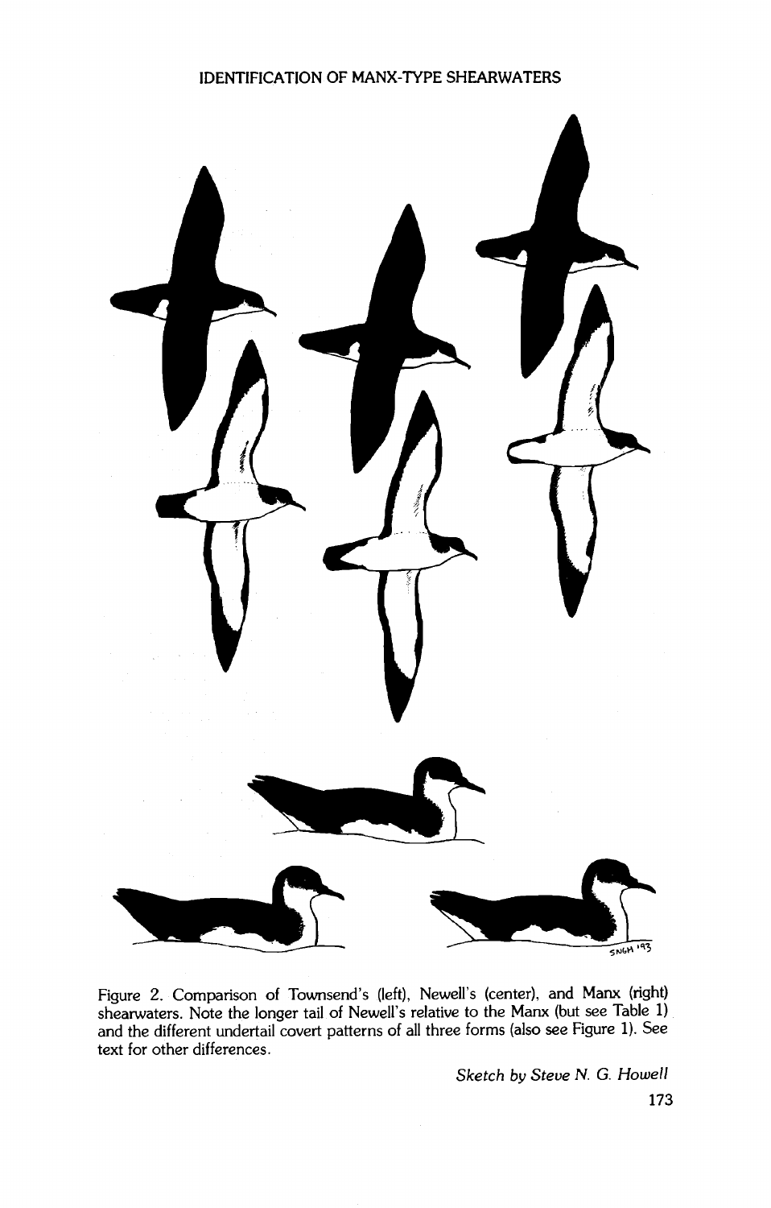Figure 2. Comparison of Townsend's (left), Newell's (center), and Manx (right) shearwaters. Note the longer tail of Newell's relative to the Manx (but see Table 1) and the different undertail covert patterns of all three forms (also see Figure 1). See text for other differences.

*Sketch by Steve N. G. Howell*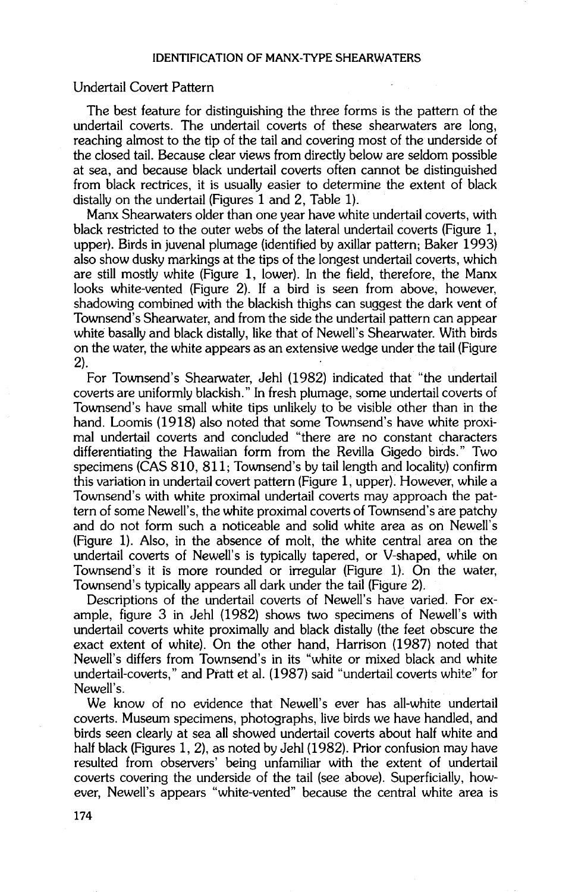## Undertail Covert Pattern

The best feature for distinguishing the three forms is the pattern of the undertail coverts. The undertail coverts of these shearwaters are long, reaching almost to the tip of the tail and covering most of the underside of the closed tail. Because clear views from directly below are seldom possible at sea, and because black undertail coverts often cannot be distinguished from black rectrices, it is usually easier to determine the extent of black distally on the undertail (Figures 1 and 2, Table 1).

Manx Shearwaters older than one year have white undertail coverts, with black restricted to the outer webs of the lateral undertail coverts (Figure 1, upper). Birds in juvenal plumage (identified by axillar pattern; Baker 1993) also show dusky markings at the tips of the longest undertail coverts, which are still mostly white (Figure 1, lower). In the field, therefore, the Manx looks white-vented (Figure 2). If a bird is seen from above, however, shadowing combined with the blackish thighs can suggest the dark vent of Townsend's Shearwater, and from the side the undertail pattern can appear white basally and black distally, like that of Newell's Shearwater. With birds on the water, the white appears as an extensive wedge under the tail (Figure 2).

For Townsend's Shearwater, Jehl (1982) indicated that "the undertail coverts are uniformly blackish." In fresh plumage, some undertail coverts of Townsend's have small white tips unlikely to be visible other than in the hand. Loomis (1918) also noted that some Townsend's have white proximal undertail coverts and concluded "there are no constant characters differentiating the Hawaiian form from the Revilla Gigedo birds." Two specimens (CAS 810, 811; Townsend's by tail length and locality) confirm this variation in undertail covert pattern (Figure 1, upper). However, while a Townsend's with white proximal undertail coverts may approach the pattern of some Newell's, the white proximal coverts of Townsend's are patchy and do not form such a noticeable and solid white area as on Newell's (Figure 1). Also, in the absence of molt, the white central area on the undertail coverts of Newell's is typically tapered, or V-shaped, while on Townsend's it is more rounded or irregular (Figure 1). On the water, Townsend's typically appears all dark under the tail (Figure 2).

Descriptions of the undertail coverts of Newell's have varied. For example, figure 3 in Jehl (1982) shows two specimens of Newell's with undertail coverts white proximally and black distally (the feet obscure the exact extent of white). On the other hand, Harrison (1987) noted that Newell's differs from Townsend's in its "white or mixed black and white undertail-coverts," and Pratt et al. (1987) said "undertail coverts white" for Newell's.

We know of no evidence that Newell's ever has all-white undertail coverts. Museum specimens, photographs, live birds we have handled, and birds seen clearly at sea all showed undertail coverts about half white and half black (Figures 1, 2), as noted by Jehl (1982). Prior confusion may have resulted from observers' being unfamiliar with the extent of undertail coverts covering the underside of the tail (see above). Superficially, however, Newell's appears "white-vented" because the central white area is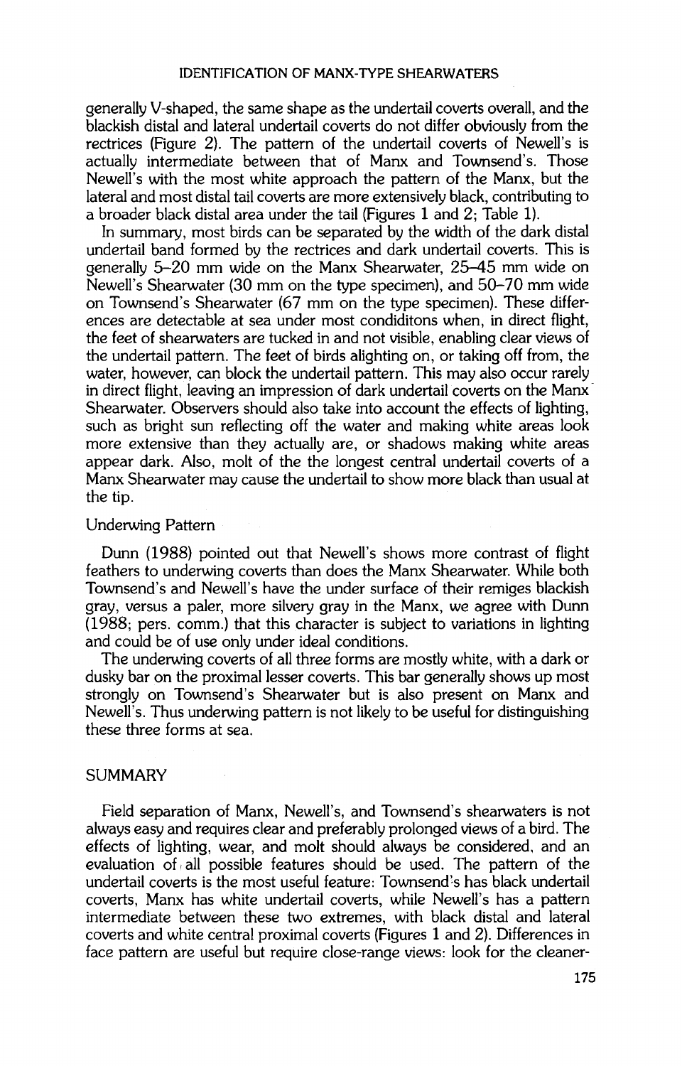generally V-shaped, the same shape as the undertail coverts overall, and the blackish distal and lateral undertail coverts do not differ obviously from the rectrices (Figure 2). The pattern of the undertail coverts of Newell's is actually intermediate between that of Manx and Townsend's. Those Newell's with the most white approach the pattern of the Manx, but the lateral and most distal tail coverts are more extensively black, contributing to a broader black distal area under the tail (Figures 1 and 2; Table 1).

In summary, most birds can be separated by the width of the dark distal undertail band formed by the rectrices and dark undertail coverts. This is generally 5–20 mm wide on the Manx Shearwater, 25–45 mm wide on Newell's Shearwater (30 mm on the type specimen), and 50–70 mm wide on Townsend's Shearwater (67 mm on the type specimen). These differences are detectable at sea under most condiditons when, in direct flight, the feet of shearwaters are tucked in and not visible, enabling clear views of the undertail pattern. The feet of birds alighting on, or taking off from, the water, however, can block the undertail pattern. This may also occur rarely in direct flight, leaving an impression of dark undertail coverts on the Manx Shearwater. Observers should also take into account the effects of lighting, such as bright sun reflecting off the water and making white areas look more extensive than they actually are, or shadows making white areas appear dark. Also, molt of the the longest central undertail coverts of a Manx Shearwater may cause the undertail to show more black than usual at the tip.

### Underwing Pattern

Dunn (1988) pointed out that Newell's shows more contrast of flight feathers to underwing coverts than does the Manx Shearwater. While both Townsend's and Newell's have the under surface of their remiges blackish gray, versus a paler, more silvery gray in the Manx, we agree with Dunn (1988; pers. comm.) that this character is subject to variations in lighting and could be of use only under ideal conditions.

The underwing coverts of all three forms are mostly white, with a dark or dusky bar on the proximal lesser coverts. This bar generally shows up most strongly on Townsend's Shearwater but is also present on Manx and Newell's. Thus underwing pattern is not likely to be useful for distinguishing these three forms at sea.

## SUMMARY

Field separation of Manx, Newell's, and Townsend's shearwaters is not always easy and requires clear and preferably prolonged views of a bird. The effects of lighting, wear, and molt should always be considered, and an evaluation of all possible features should be used. The pattern of the undertail coverts is the most useful feature: Townsend's has black undertail coverts, Manx has white undertail coverts, while Newell's has a pattern intermediate between these two extremes, with black distal and lateral coverts and white central proximal coverts (Figures 1 and 2). Differences in face pattern are useful but require close-range views: look for the cleaner-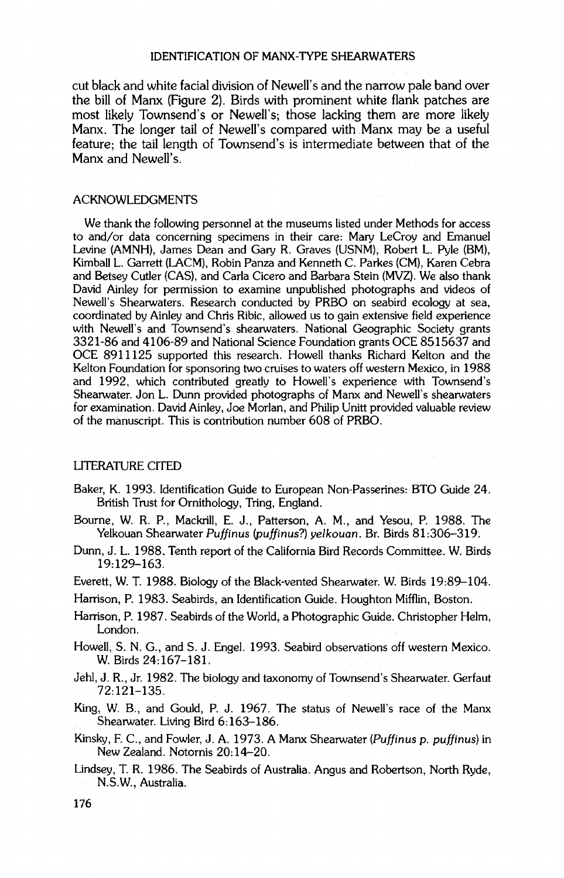cut black and white facial division of Newell's and the narrow pale band over the bill of Manx (Figure 2). Birds with prominent white flank patches are most likely Townsend's or Newell's; those lacking them are more likely Manx. The longer tail of Newell's compared with Manx may be a useful feature; the tail length of Townsend's is intermediate between that of the Manx and Newell's.

## ACKNOWLEDGMENTS

We thank the following personnel at the museums listed under Methods for access to and/or data concerning specimens in their care: Mary LeCroy and Emanuel Levine (AMNH), James Dean and Gary R. Graves (USNM), Robert L. Pyle (BM), Kimball L. Garrett (LACM), Robin Panza and Kenneth C. Parkes (CM), Karen Cebra and Betsey Cutler (CAS), and Carla Cicero and Barbara Stein (MVZ). We also thank David Ainley for permission to examine unpublished photographs and videos of Newell's Shearwaters. Research conducted by PRBO on seabird ecology at sea, coordinated by Ainley and Chris Ribic, allowed us to gain extensive field experience with Newell's and Townsend's shearwaters. National Geographic Society grants 3321-86 and 4106-89 and National Science Foundation grants OCE 8515637 and OCE 8911125 supported this research. Howell thanks Richard Kelton and the Kelton Foundation for sponsoring two cruises to waters off western Mexico, in 1988 and 1992, which contributed greatly to Howell's experience with Townsend's Shearwater. Jon L. Dunn provided photographs of Manx and Newell's shearwaters for examination. David Ainley, Joe Morlan, and Philip Unitt provided valuable review of the manuscript. This is contribution number 608 of PRBO.

## LITERATURE CITED

Baker, K. 1993. Identification Guide to European Non-Passerines: BTO Guide 24. British Trust for Ornithology, Tring, England.

Bourne, W. R. P., Mackrill, E. J., Patterson, A. M., and Yesou, P. 1988. The Yelkouan Shearwater *Puffinus (puffinus?) yelkouan*. Br. Birds 81:306–319.

Dunn, J. L. 1988. Tenth report of the California Bird Records Committee. W. Birds 19:129–163.

Everett, W. T. 1988. Biology of the Black-vented Shearwater. W. Birds 19:89–104.

Harrison, P. 1983. Seabirds, an Identification Guide. Houghton Mifflin, Boston.

Harrison, P. 1987. Seabirds of the World, a Photographic Guide. Christopher Helm, London.

Howell, S. N. G., and S. J. Engel. 1993. Seabird observations off western Mexico. W. Birds 24:167–181.

Jehl, J. R., Jr. 1982. The biology and taxonomy of Townsend's Shearwater. Gerfaut 72:121–135.

King, W. B., and Gould, P. J. 1967. The status of Newell's race of the Manx Shearwater. Living Bird 6:163–186.

Kinsky, F. C., and Fowler, J. A. 1973. A Manx Shearwater (*Puffinus p. puffinus*) in New Zealand. Notornis 20:14–20.

Lindsey, T. R. 1986. The Seabirds of Australia. Angus and Robertson, North Ryde, N.S.W., Australia.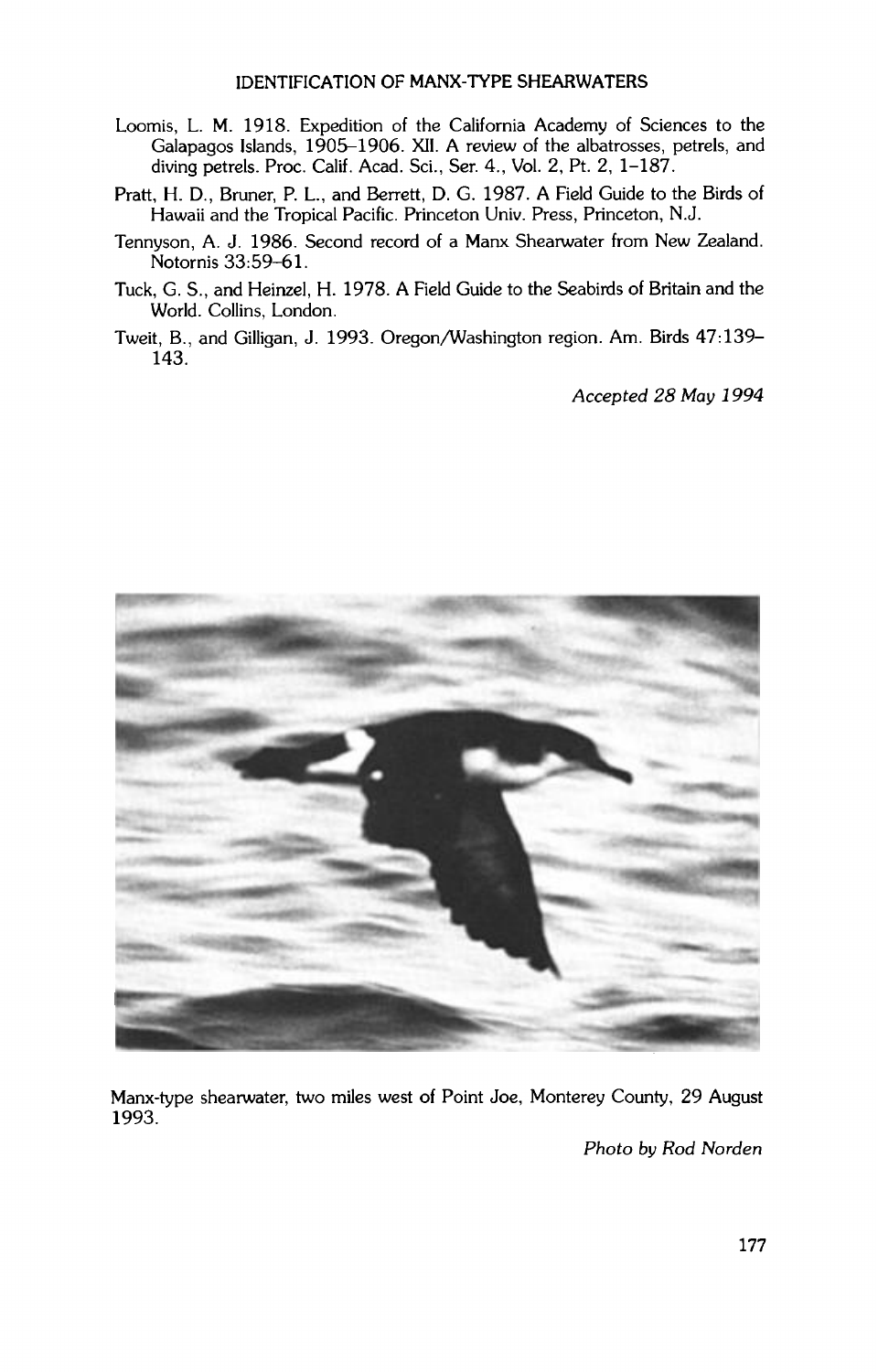Loomis, L. M. 1918. Expedition of the California Academy of Sciences to the Galapagos Islands, 1905–1906. XII. A review of the albatrosses, petrels, and diving petrels. Proc. Calif. Acad. Sci., Ser. 4., Vol. 2, Pt. 2, 1–187.

Pratt, H. D., Bruner, P. L., and Berrett, D. G. 1987. A Field Guide to the Birds of Hawaii and the Tropical Pacific. Princeton Univ. Press, Princeton, N.J.

Tennyson, A. J. 1986. Second record of a Manx Shearwater from New Zealand. Notornis 33:59–61.

Tuck, G. S., and Heinzel, H. 1978. A Field Guide to the Seabirds of Britain and the World. Collins, London.

Tweit, B., and Gilligan, J. 1993. Oregon/Washington region. Am. Birds 47:139–143.

*Accepted 28 May 1994*

Manx-type shearwater, two miles west of Point Joe, Monterey County, 29 August 1993.

*Photo by Rod Norden*